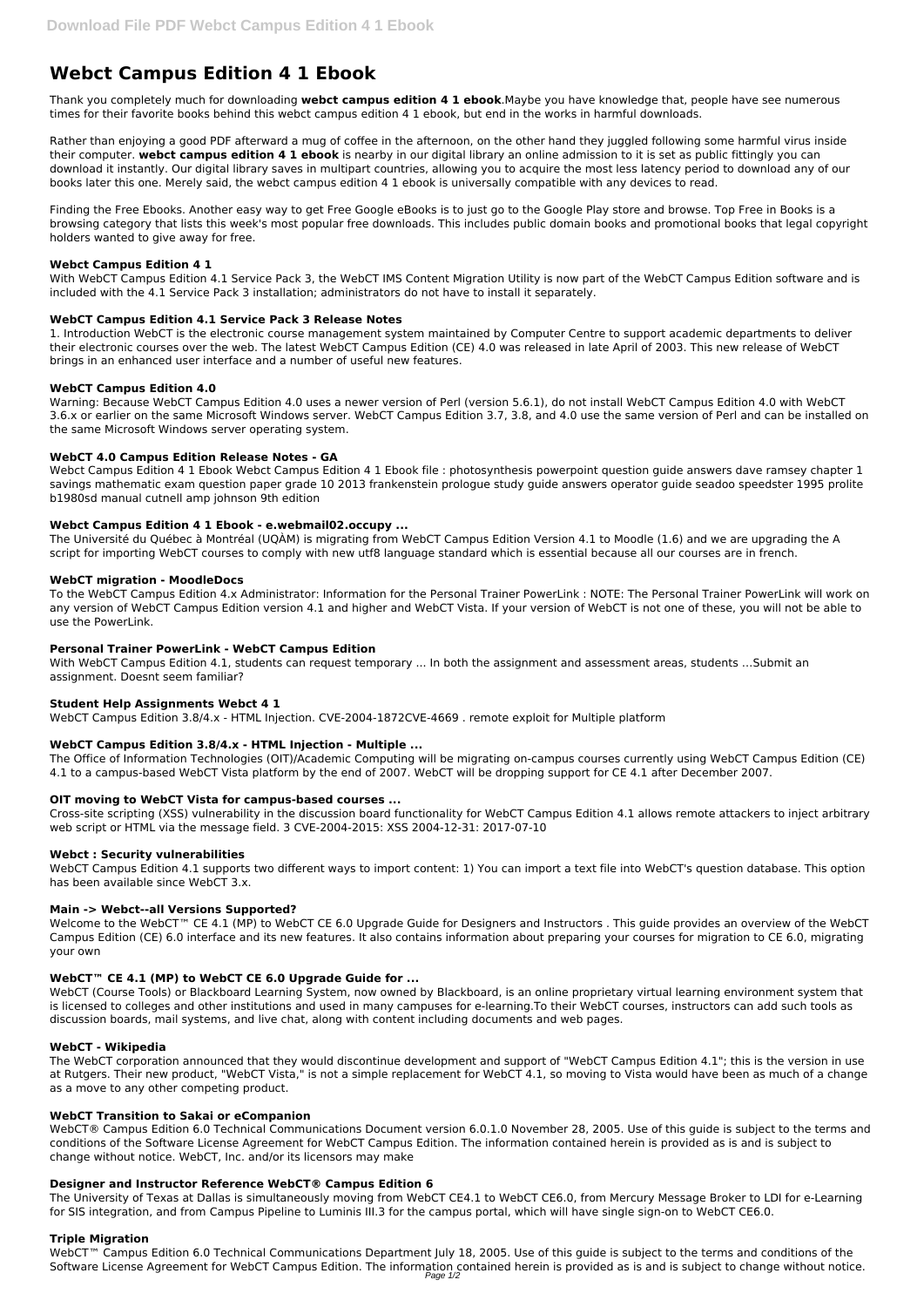# Webct Campus Edition 4 1 Ebook

Thank you completely much for downloading **webct campus edition 4 1 ebook**.Maybe you have knowledge that, people have see numerous times for their favorite books behind this webct campus edition 4 1 ebook, but end in the works in harmful downloads.

Rather than enjoying a good PDF afterward a mug of coffee in the afternoon, on the other hand they juggled following some harmful virus inside their computer. **webct campus edition 4 1 ebook** is nearby in our digital library an online admission to it is set as public fittingly you can download it instantly. Our digital library saves in multipart countries, allowing you to acquire the most less latency period to download any of our books later this one. Merely said, the webct campus edition 4 1 ebook is universally compatible with any devices to read.

Finding the Free Ebooks. Another easy way to get Free Google eBooks is to just go to the Google Play store and browse. Top Free in Books is a browsing category that lists this week's most popular free downloads. This includes public domain books and promotional books that legal copyright holders wanted to give away for free.

### Webct Campus Edition 4 1

With WebCT Campus Edition 4.1 Service Pack 3, the WebCT IMS Content Migration Utility is now part of the WebCT Campus Edition software and is included with the 4.1 Service Pack 3 installation; administrators do not have to install it separately.

### WebCT Campus Edition 4.1 Service Pack 3 Release Notes

1. Introduction WebCT is the electronic course management system maintained by Computer Centre to support academic departments to deliver their electronic courses over the web. The latest WebCT Campus Edition (CE) 4.0 was released in late April of 2003. This new release of WebCT brings in an enhanced user interface and a number of useful new features.

### WebCT Campus Edition 4.0

Warning: Because WebCT Campus Edition 4.0 uses a newer version of Perl (version 5.6.1), do not install WebCT Campus Edition 4.0 with WebCT 3.6.x or earlier on the same Microsoft Windows server. WebCT Campus Edition 3.7, 3.8, and 4.0 use the same version of Perl and can be installed on the same Microsoft Windows server operating system.

### WebCT 4.0 Campus Edition Release Notes - GA

Webct Campus Edition 4 1 Ebook Webct Campus Edition 4 1 Ebook file : photosynthesis powerpoint question guide answers dave ramsey chapter 1 savings mathematic exam question paper grade 10 2013 frankenstein prologue study guide answers operator guide seadoo speedster 1995 prolite b1980sd manual cutnell amp johnson 9th edition

### Webct Campus Edition 4 1 Ebook - e.webmail02.occupy ...

The Université du Québec à Montréal (UQÀM) is migrating from WebCT Campus Edition Version 4.1 to Moodle (1.6) and we are upgrading the A script for importing WebCT courses to comply with new utf8 language standard which is essential because all our courses are in french.

### WebCT migration - MoodleDocs

To the WebCT Campus Edition 4.x Administrator: Information for the Personal Trainer PowerLink : NOTE: The Personal Trainer PowerLink will work on any version of WebCT Campus Edition version 4.1 and higher and WebCT Vista. If your version of WebCT is not one of these, you will not be able to use the PowerLink.

### Personal Trainer PowerLink - WebCT Campus Edition

With WebCT Campus Edition 4.1, students can request temporary ... In both the assignment and assessment areas, students …Submit an assignment. Doesnt seem familiar?

### Student Help Assignments Webct 4 1

WebCT Campus Edition 3.8/4.x - HTML Injection. CVE-2004-1872CVE-4669 . remote exploit for Multiple platform

### WebCT Campus Edition 3.8/4.x - HTML Injection - Multiple ...

The Office of Information Technologies (OIT)/Academic Computing will be migrating on-campus courses currently using WebCT Campus Edition (CE) 4.1 to a campus-based WebCT Vista platform by the end of 2007. WebCT will be dropping support for CE 4.1 after December 2007.

### OIT moving to WebCT Vista for campus-based courses ...

Cross-site scripting (XSS) vulnerability in the discussion board functionality for WebCT Campus Edition 4.1 allows remote attackers to inject arbitrary web script or HTML via the message field. 3 CVE-2004-2015: XSS 2004-12-31: 2017-07-10

### Webct : Security vulnerabilities

WebCT Campus Edition 4.1 supports two different ways to import content: 1) You can import a text file into WebCT's question database. This option has been available since WebCT 3.x.

### Main -> Webct--all Versions Supported?

Welcome to the WebCT™ CE 4.1 (MP) to WebCT CE 6.0 Upgrade Guide for Designers and Instructors . This guide provides an overview of the WebCT Campus Edition (CE) 6.0 interface and its new features. It also contains information about preparing your courses for migration to CE 6.0, migrating your own

### WebCT™ CE 4.1 (MP) to WebCT CE 6.0 Upgrade Guide for ...

WebCT (Course Tools) or Blackboard Learning System, now owned by Blackboard, is an online proprietary virtual learning environment system that is licensed to colleges and other institutions and used in many campuses for e-learning.To their WebCT courses, instructors can add such tools as discussion boards, mail systems, and live chat, along with content including documents and web pages.

### WebCT - Wikipedia

The WebCT corporation announced that they would discontinue development and support of "WebCT Campus Edition 4.1"; this is the version in use at Rutgers. Their new product, "WebCT Vista," is not a simple replacement for WebCT 4.1, so moving to Vista would have been as much of a change as a move to any other competing product.

### WebCT Transition to Sakai or eCompanion

WebCT® Campus Edition 6.0 Technical Communications Document version 6.0.1.0 November 28, 2005. Use of this guide is subject to the terms and conditions of the Software License Agreement for WebCT Campus Edition. The information contained herein is provided as is and is subject to change without notice. WebCT, Inc. and/or its licensors may make

### Designer and Instructor Reference WebCT® Campus Edition 6

The University of Texas at Dallas is simultaneously moving from WebCT CE4.1 to WebCT CE6.0, from Mercury Message Broker to LDI for e-Learning for SIS integration, and from Campus Pipeline to Luminis III.3 for the campus portal, which will have single sign-on to WebCT CE6.0.

### Triple Migration

WebCT™ Campus Edition 6.0 Technical Communications Department July 18, 2005. Use of this guide is subject to the terms and conditions of the Software License Agreement for WebCT Campus Edition. The information contained herein is provided as is and is subject to change without notice.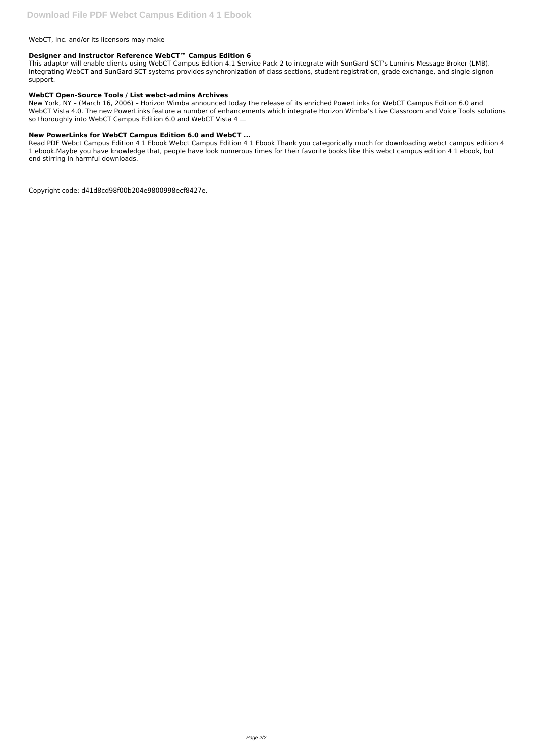WebCT, Inc. and/or its licensors may make

### Designer and Instructor Reference WebCT™ Campus Edition 6

This adaptor will enable clients using WebCT Campus Edition 4.1 Service Pack 2 to integrate with SunGard SCT's Luminis Message Broker (LMB). Integrating WebCT and SunGard SCT systems provides synchronization of class sections, student registration, grade exchange, and single-signon support.

### WebCT Open-Source Tools / List webct-admins Archives

New York, NY – (March 16, 2006) – Horizon Wimba announced today the release of its enriched PowerLinks for WebCT Campus Edition 6.0 and WebCT Vista 4.0. The new PowerLinks feature a number of enhancements which integrate Horizon Wimba's Live Classroom and Voice Tools solutions so thoroughly into WebCT Campus Edition 6.0 and WebCT Vista 4 ...

### New PowerLinks for WebCT Campus Edition 6.0 and WebCT ...

Read PDF Webct Campus Edition 4 1 Ebook Webct Campus Edition 4 1 Ebook Thank you categorically much for downloading webct campus edition 4 1 ebook.Maybe you have knowledge that, people have look numerous times for their favorite books like this webct campus edition 4 1 ebook, but end stirring in harmful downloads.

Copyright code: d41d8cd98f00b204e9800998ecf8427e.